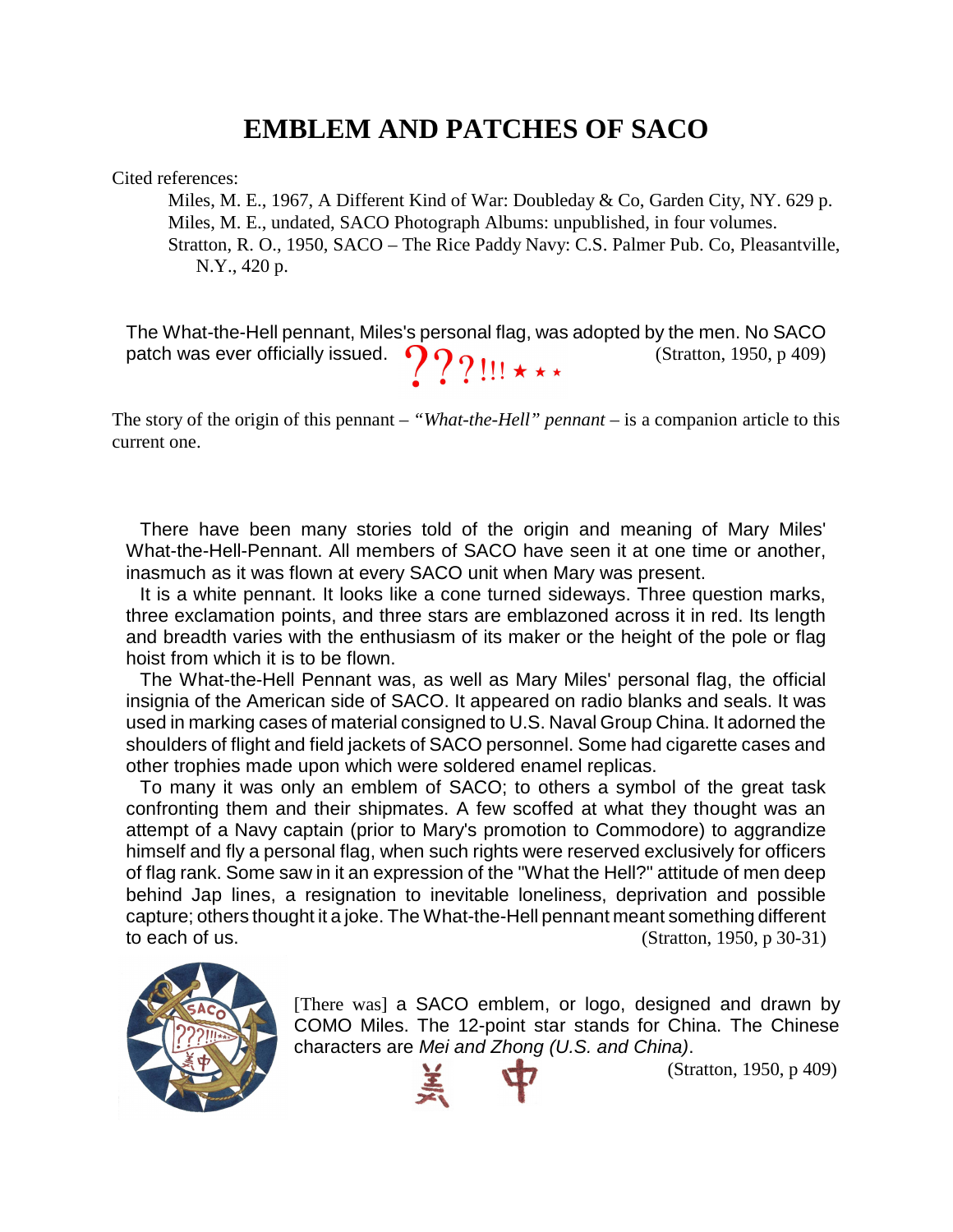# EMBLEM AND PATCHES OF SACO

Cited references:

Miles, M. E., 1967, A Different Kind of War: Doubleday & Co, Garden City, NY. 629 p.
Miles, M. E., undated, SACO Photograph Albums: unpublished, in four volumes.
Stratton, R. O., 1950, SACO – The Rice Paddy Navy: C.S. Palmer Pub. Co, Pleasantville, N.Y., 420 p.

The What-the-Hell pennant, Miles's personal flag, was adopted by the men. No SACO patch was ever officially issued. ???!!! ★★★ (Stratton, 1950, p 409)

The story of the origin of this pennant – *"What-the-Hell" pennant* – is a companion article to this current one.

There have been many stories told of the origin and meaning of Mary Miles' What-the-Hell-Pennant. All members of SACO have seen it at one time or another, inasmuch as it was flown at every SACO unit when Mary was present.

It is a white pennant. It looks like a cone turned sideways. Three question marks, three exclamation points, and three stars are emblazoned across it in red. Its length and breadth varies with the enthusiasm of its maker or the height of the pole or flag hoist from which it is to be flown.

The What-the-Hell Pennant was, as well as Mary Miles' personal flag, the official insignia of the American side of SACO. It appeared on radio blanks and seals. It was used in marking cases of material consigned to U.S. Naval Group China. It adorned the shoulders of flight and field jackets of SACO personnel. Some had cigarette cases and other trophies made upon which were soldered enamel replicas.

To many it was only an emblem of SACO; to others a symbol of the great task confronting them and their shipmates. A few scoffed at what they thought was an attempt of a Navy captain (prior to Mary's promotion to Commodore) to aggrandize himself and fly a personal flag, when such rights were reserved exclusively for officers of flag rank. Some saw in it an expression of the "What the Hell?" attitude of men deep behind Jap lines, a resignation to inevitable loneliness, deprivation and possible capture; others thought it a joke. The What-the-Hell pennant meant something different to each of us. (Stratton, 1950, p 30-31)

[There was] a SACO emblem, or logo, designed and drawn by COMO Miles. The 12-point star stands for China. The Chinese characters are *Mei and Zhong (U.S. and China)*.

美 中

(Stratton, 1950, p 409)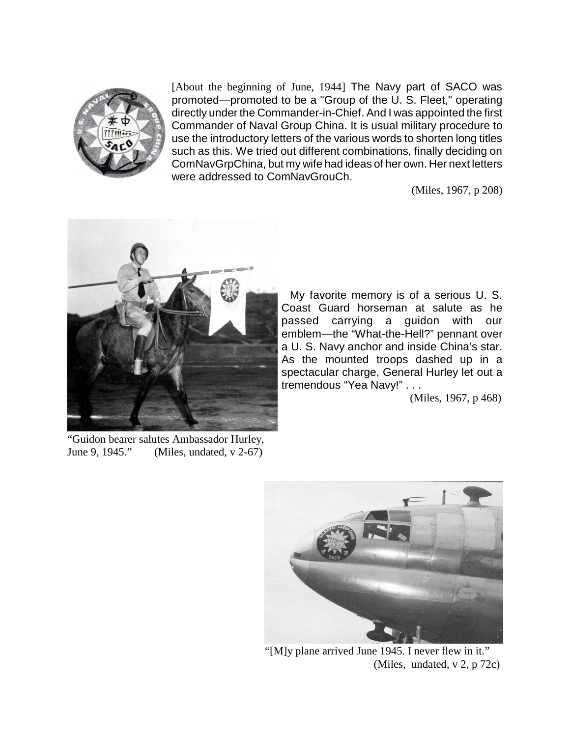[About the beginning of June, 1944] The Navy part of SACO was promoted—promoted to be a "Group of the U. S. Fleet," operating directly under the Commander-in-Chief. And I was appointed the first Commander of Naval Group China. It is usual military procedure to use the introductory letters of the various words to shorten long titles such as this. We tried out different combinations, finally deciding on ComNavGrpChina, but my wife had ideas of her own. Her next letters were addressed to ComNavGrouCh.

(Miles, 1967, p 208)

My favorite memory is of a serious U. S. Coast Guard horseman at salute as he passed carrying a guidon with our emblem—the "What-the-Hell?" pennant over a U. S. Navy anchor and inside China's star. As the mounted troops dashed up in a spectacular charge, General Hurley let out a tremendous "Yea Navy!" . . .

(Miles, 1967, p 468)

"Guidon bearer salutes Ambassador Hurley, June 9, 1945." (Miles, undated, v 2-67)

"[M]y plane arrived June 1945. I never flew in it." (Miles, undated, v 2, p 72c)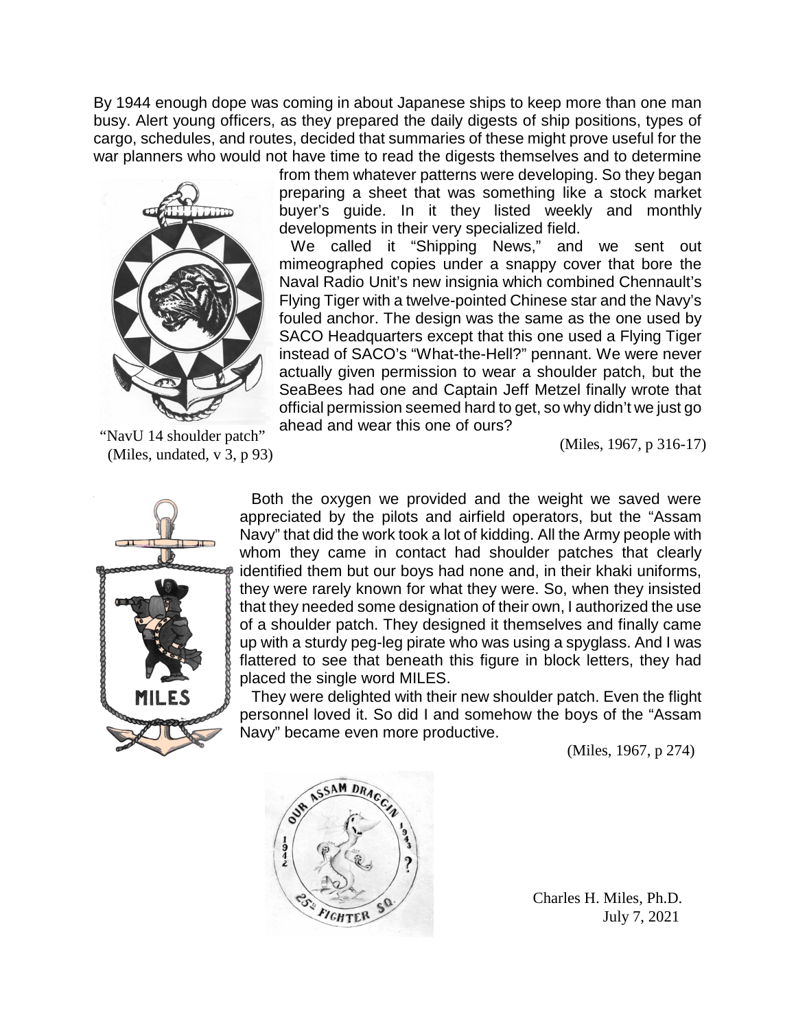By 1944 enough dope was coming in about Japanese ships to keep more than one man busy. Alert young officers, as they prepared the daily digests of ship positions, types of cargo, schedules, and routes, decided that summaries of these might prove useful for the war planners who would not have time to read the digests themselves and to determine from them whatever patterns were developing. So they began preparing a sheet that was something like a stock market buyer's guide. In it they listed weekly and monthly developments in their very specialized field.

We called it "Shipping News," and we sent out mimeographed copies under a snappy cover that bore the Naval Radio Unit's new insignia which combined Chennault's Flying Tiger with a twelve-pointed Chinese star and the Navy's fouled anchor. The design was the same as the one used by SACO Headquarters except that this one used a Flying Tiger instead of SACO's "What-the-Hell?" pennant. We were never actually given permission to wear a shoulder patch, but the SeaBees had one and Captain Jeff Metzel finally wrote that official permission seemed hard to get, so why didn't we just go ahead and wear this one of ours?

(Miles, 1967, p 316-17)

"NavU 14 shoulder patch"
(Miles, undated, v 3, p 93)

Both the oxygen we provided and the weight we saved were appreciated by the pilots and airfield operators, but the "Assam Navy" that did the work took a lot of kidding. All the Army people with whom they came in contact had shoulder patches that clearly identified them but our boys had none and, in their khaki uniforms, they were rarely known for what they were. So, when they insisted that they needed some designation of their own, I authorized the use of a shoulder patch. They designed it themselves and finally came up with a sturdy peg-leg pirate who was using a spyglass. And I was flattered to see that beneath this figure in block letters, they had placed the single word MILES.

They were delighted with their new shoulder patch. Even the flight personnel loved it. So did I and somehow the boys of the "Assam Navy" became even more productive.

(Miles, 1967, p 274)

Charles H. Miles, Ph.D.
July 7, 2021